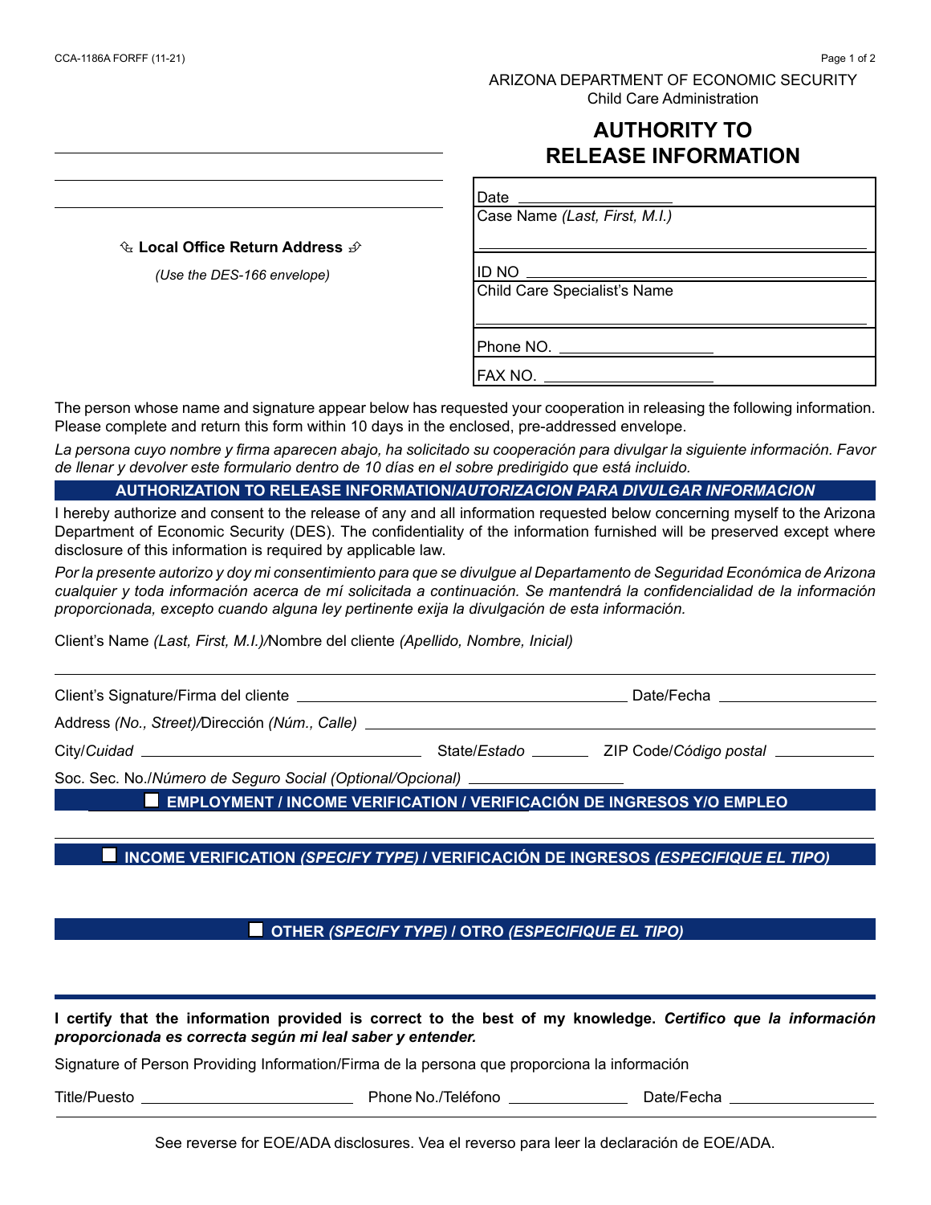CCA-1186A FORFF (11-21)

ARIZONA DEPARTMENT OF ECONOMIC SECURITY
Child Care Administration

# AUTHORITY TO RELEASE INFORMATION

______________________________

______________________________

______________________________

**Local Office Return Address**

*(Use the DES-166 envelope)*

| |
|---|
| Date ____________ |
| Case Name *(Last, First, M.I.)* |
| ID NO ____________ |
| Child Care Specialist's Name |
| Phone NO. ____________ |
| FAX NO. ____________ |

The person whose name and signature appear below has requested your cooperation in releasing the following information. Please complete and return this form within 10 days in the enclosed, pre-addressed envelope.

*La persona cuyo nombre y firma aparecen abajo, ha solicitado su cooperación para divulgar la siguiente información. Favor de llenar y devolver este formulario dentro de 10 días en el sobre predirigido que está incluido.*

## AUTHORIZATION TO RELEASE INFORMATION/*AUTORIZACION PARA DIVULGAR INFORMACION*

I hereby authorize and consent to the release of any and all information requested below concerning myself to the Arizona Department of Economic Security (DES). The confidentiality of the information furnished will be preserved except where disclosure of this information is required by applicable law.

*Por la presente autorizo y doy mi consentimiento para que se divulgue al Departamento de Seguridad Económica de Arizona cualquier y toda información acerca de mí solicitada a continuación. Se mantendrá la confidencialidad de la información proporcionada, excepto cuando alguna ley pertinente exija la divulgación de esta información.*

Client's Name *(Last, First, M.I.)/*Nombre del cliente *(Apellido, Nombre, Inicial)*

______________________________

Client's Signature/Firma del cliente ______________________________ Date/Fecha ____________

Address *(No., Street)/*Dirección *(Núm., Calle)* ______________________________

City/*Cuidad* ____________ State/*Estado* ______ ZIP Code/*Código postal* ________

Soc. Sec. No./*Número de Seguro Social (Optional/Opcional)* ____________

☐ **EMPLOYMENT / INCOME VERIFICATION / VERIFICACIÓN DE INGRESOS Y/O EMPLEO**

☐ **INCOME VERIFICATION *(SPECIFY TYPE)* / VERIFICACIÓN DE INGRESOS *(ESPECIFIQUE EL TIPO)***

☐ **OTHER *(SPECIFY TYPE)* / OTRO *(ESPECIFIQUE EL TIPO)***

**I certify that the information provided is correct to the best of my knowledge.** ***Certifico que la información proporcionada es correcta según mi leal saber y entender.***

Signature of Person Providing Information/Firma de la persona que proporciona la información

Title/Puesto ____________ Phone No./Teléfono ____________ Date/Fecha ____________

See reverse for EOE/ADA disclosures. Vea el reverso para leer la declaración de EOE/ADA.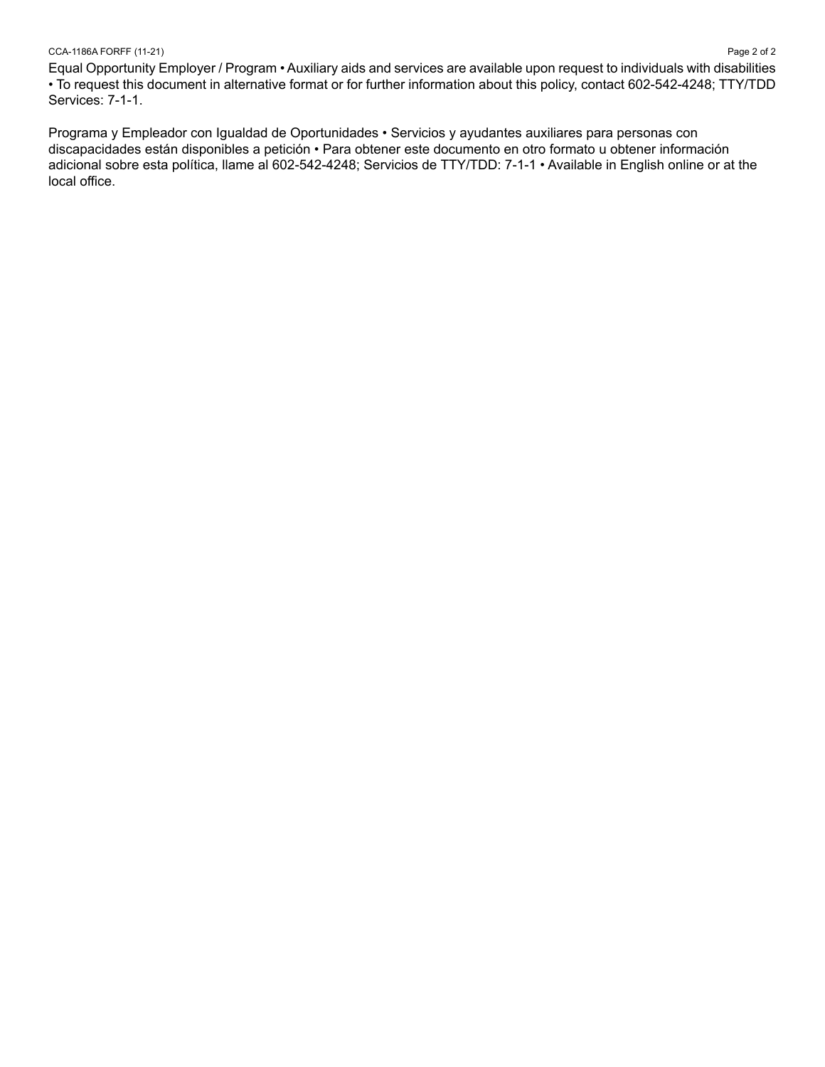Equal Opportunity Employer / Program • Auxiliary aids and services are available upon request to individuals with disabilities • To request this document in alternative format or for further information about this policy, contact 602-542-4248; TTY/TDD Services: 7-1-1.

Programa y Empleador con Igualdad de Oportunidades • Servicios y ayudantes auxiliares para personas con discapacidades están disponibles a petición • Para obtener este documento en otro formato u obtener información adicional sobre esta política, llame al 602-542-4248; Servicios de TTY/TDD: 7-1-1 • Available in English online or at the local office.